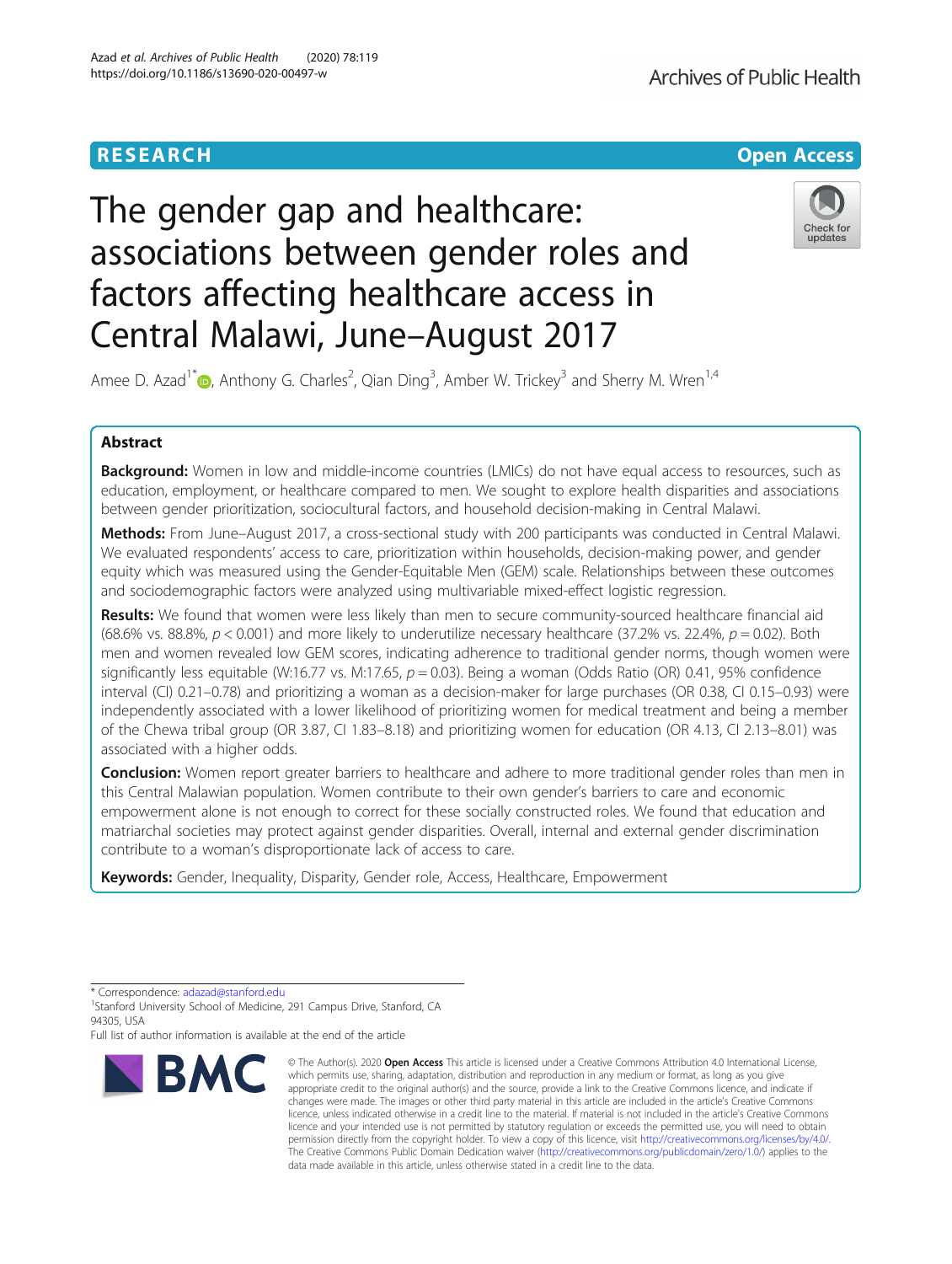RESEARCH

Open Access

# The gender gap and healthcare: associations between gender roles and factors affecting healthcare access in Central Malawi, June–August 2017

Amee D. Azad[1*], Anthony G. Charles[2], Qian Ding[3], Amber W. Trickey[3] and Sherry M. Wren[1,4]

## Abstract

**Background:** Women in low and middle-income countries (LMICs) do not have equal access to resources, such as education, employment, or healthcare compared to men. We sought to explore health disparities and associations between gender prioritization, sociocultural factors, and household decision-making in Central Malawi.

**Methods:** From June–August 2017, a cross-sectional study with 200 participants was conducted in Central Malawi. We evaluated respondents' access to care, prioritization within households, decision-making power, and gender equity which was measured using the Gender-Equitable Men (GEM) scale. Relationships between these outcomes and sociodemographic factors were analyzed using multivariable mixed-effect logistic regression.

**Results:** We found that women were less likely than men to secure community-sourced healthcare financial aid (68.6% vs. 88.8%, $p < 0.001$) and more likely to underutilize necessary healthcare (37.2% vs. 22.4%, $p = 0.02$). Both men and women revealed low GEM scores, indicating adherence to traditional gender norms, though women were significantly less equitable (W:16.77 vs. M:17.65, $p = 0.03$). Being a woman (Odds Ratio (OR) 0.41, 95% confidence interval (CI) 0.21–0.78) and prioritizing a woman as a decision-maker for large purchases (OR 0.38, CI 0.15–0.93) were independently associated with a lower likelihood of prioritizing women for medical treatment and being a member of the Chewa tribal group (OR 3.87, CI 1.83–8.18) and prioritizing women for education (OR 4.13, CI 2.13–8.01) was associated with a higher odds.

**Conclusion:** Women report greater barriers to healthcare and adhere to more traditional gender roles than men in this Central Malawian population. Women contribute to their own gender's barriers to care and economic empowerment alone is not enough to correct for these socially constructed roles. We found that education and matriarchal societies may protect against gender disparities. Overall, internal and external gender discrimination contribute to a woman's disproportionate lack of access to care.

**Keywords:** Gender, Inequality, Disparity, Gender role, Access, Healthcare, Empowerment

\* Correspondence: adazad@stanford.edu

[1]Stanford University School of Medicine, 291 Campus Drive, Stanford, CA 94305, USA

Full list of author information is available at the end of the article

© The Author(s). 2020 **Open Access** This article is licensed under a Creative Commons Attribution 4.0 International License, which permits use, sharing, adaptation, distribution and reproduction in any medium or format, as long as you give appropriate credit to the original author(s) and the source, provide a link to the Creative Commons licence, and indicate if changes were made. The images or other third party material in this article are included in the article's Creative Commons licence, unless indicated otherwise in a credit line to the material. If material is not included in the article's Creative Commons licence and your intended use is not permitted by statutory regulation or exceeds the permitted use, you will need to obtain permission directly from the copyright holder. To view a copy of this licence, visit http://creativecommons.org/licenses/by/4.0/. The Creative Commons Public Domain Dedication waiver (http://creativecommons.org/publicdomain/zero/1.0/) applies to the data made available in this article, unless otherwise stated in a credit line to the data.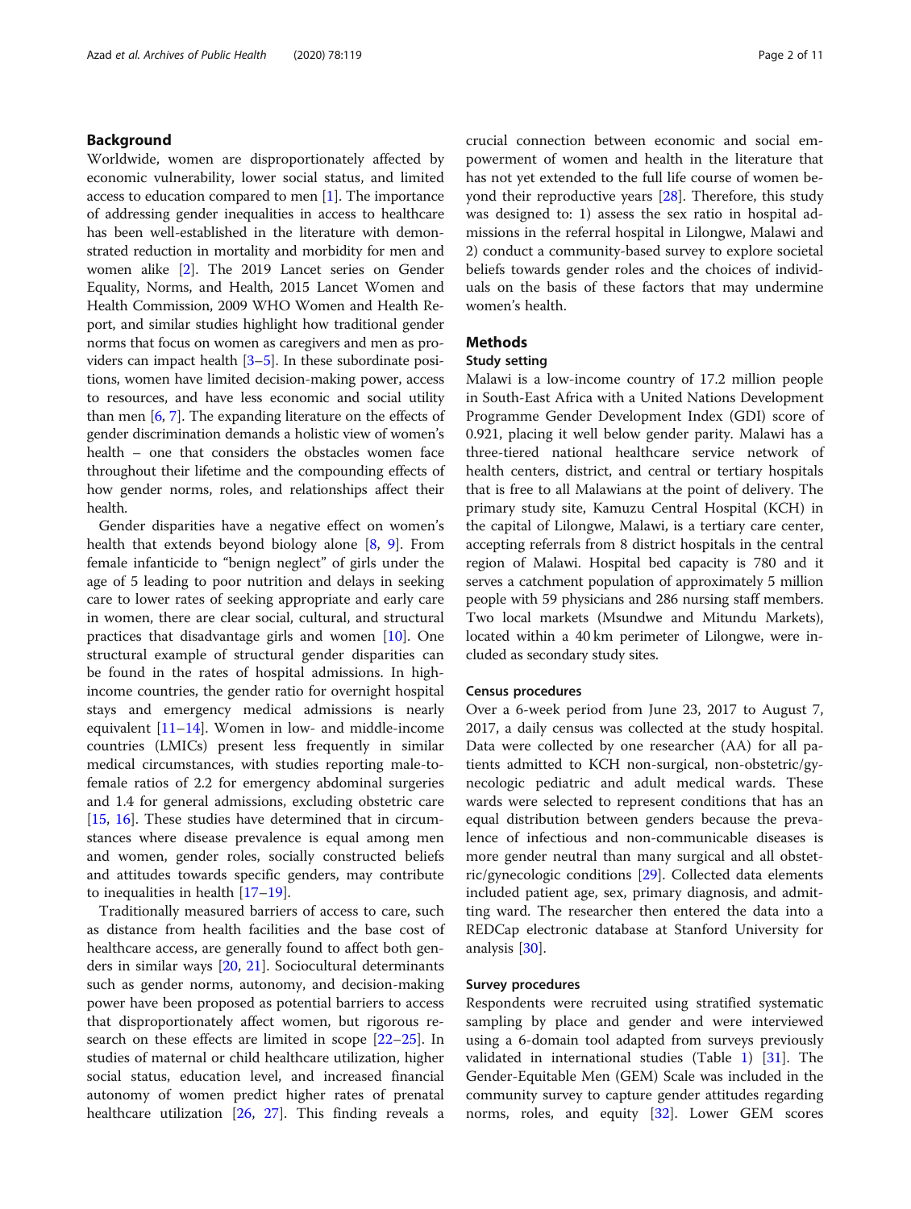## Background

Worldwide, women are disproportionately affected by economic vulnerability, lower social status, and limited access to education compared to men [1]. The importance of addressing gender inequalities in access to healthcare has been well-established in the literature with demonstrated reduction in mortality and morbidity for men and women alike [2]. The 2019 Lancet series on Gender Equality, Norms, and Health, 2015 Lancet Women and Health Commission, 2009 WHO Women and Health Report, and similar studies highlight how traditional gender norms that focus on women as caregivers and men as providers can impact health [3–5]. In these subordinate positions, women have limited decision-making power, access to resources, and have less economic and social utility than men [6, 7]. The expanding literature on the effects of gender discrimination demands a holistic view of women's health – one that considers the obstacles women face throughout their lifetime and the compounding effects of how gender norms, roles, and relationships affect their health.

Gender disparities have a negative effect on women's health that extends beyond biology alone [8, 9]. From female infanticide to "benign neglect" of girls under the age of 5 leading to poor nutrition and delays in seeking care to lower rates of seeking appropriate and early care in women, there are clear social, cultural, and structural practices that disadvantage girls and women [10]. One structural example of structural gender disparities can be found in the rates of hospital admissions. In high-income countries, the gender ratio for overnight hospital stays and emergency medical admissions is nearly equivalent [11–14]. Women in low- and middle-income countries (LMICs) present less frequently in similar medical circumstances, with studies reporting male-to-female ratios of 2.2 for emergency abdominal surgeries and 1.4 for general admissions, excluding obstetric care [15, 16]. These studies have determined that in circumstances where disease prevalence is equal among men and women, gender roles, socially constructed beliefs and attitudes towards specific genders, may contribute to inequalities in health [17–19].

Traditionally measured barriers of access to care, such as distance from health facilities and the base cost of healthcare access, are generally found to affect both genders in similar ways [20, 21]. Sociocultural determinants such as gender norms, autonomy, and decision-making power have been proposed as potential barriers to access that disproportionately affect women, but rigorous research on these effects are limited in scope [22–25]. In studies of maternal or child healthcare utilization, higher social status, education level, and increased financial autonomy of women predict higher rates of prenatal healthcare utilization [26, 27]. This finding reveals a crucial connection between economic and social empowerment of women and health in the literature that has not yet extended to the full life course of women beyond their reproductive years [28]. Therefore, this study was designed to: 1) assess the sex ratio in hospital admissions in the referral hospital in Lilongwe, Malawi and 2) conduct a community-based survey to explore societal beliefs towards gender roles and the choices of individuals on the basis of these factors that may undermine women's health.

## Methods

### Study setting

Malawi is a low-income country of 17.2 million people in South-East Africa with a United Nations Development Programme Gender Development Index (GDI) score of 0.921, placing it well below gender parity. Malawi has a three-tiered national healthcare service network of health centers, district, and central or tertiary hospitals that is free to all Malawians at the point of delivery. The primary study site, Kamuzu Central Hospital (KCH) in the capital of Lilongwe, Malawi, is a tertiary care center, accepting referrals from 8 district hospitals in the central region of Malawi. Hospital bed capacity is 780 and it serves a catchment population of approximately 5 million people with 59 physicians and 286 nursing staff members. Two local markets (Msundwe and Mitundu Markets), located within a 40 km perimeter of Lilongwe, were included as secondary study sites.

### Census procedures

Over a 6-week period from June 23, 2017 to August 7, 2017, a daily census was collected at the study hospital. Data were collected by one researcher (AA) for all patients admitted to KCH non-surgical, non-obstetric/gynecologic pediatric and adult medical wards. These wards were selected to represent conditions that has an equal distribution between genders because the prevalence of infectious and non-communicable diseases is more gender neutral than many surgical and all obstetric/gynecologic conditions [29]. Collected data elements included patient age, sex, primary diagnosis, and admitting ward. The researcher then entered the data into a REDCap electronic database at Stanford University for analysis [30].

### Survey procedures

Respondents were recruited using stratified systematic sampling by place and gender and were interviewed using a 6-domain tool adapted from surveys previously validated in international studies (Table 1) [31]. The Gender-Equitable Men (GEM) Scale was included in the community survey to capture gender attitudes regarding norms, roles, and equity [32]. Lower GEM scores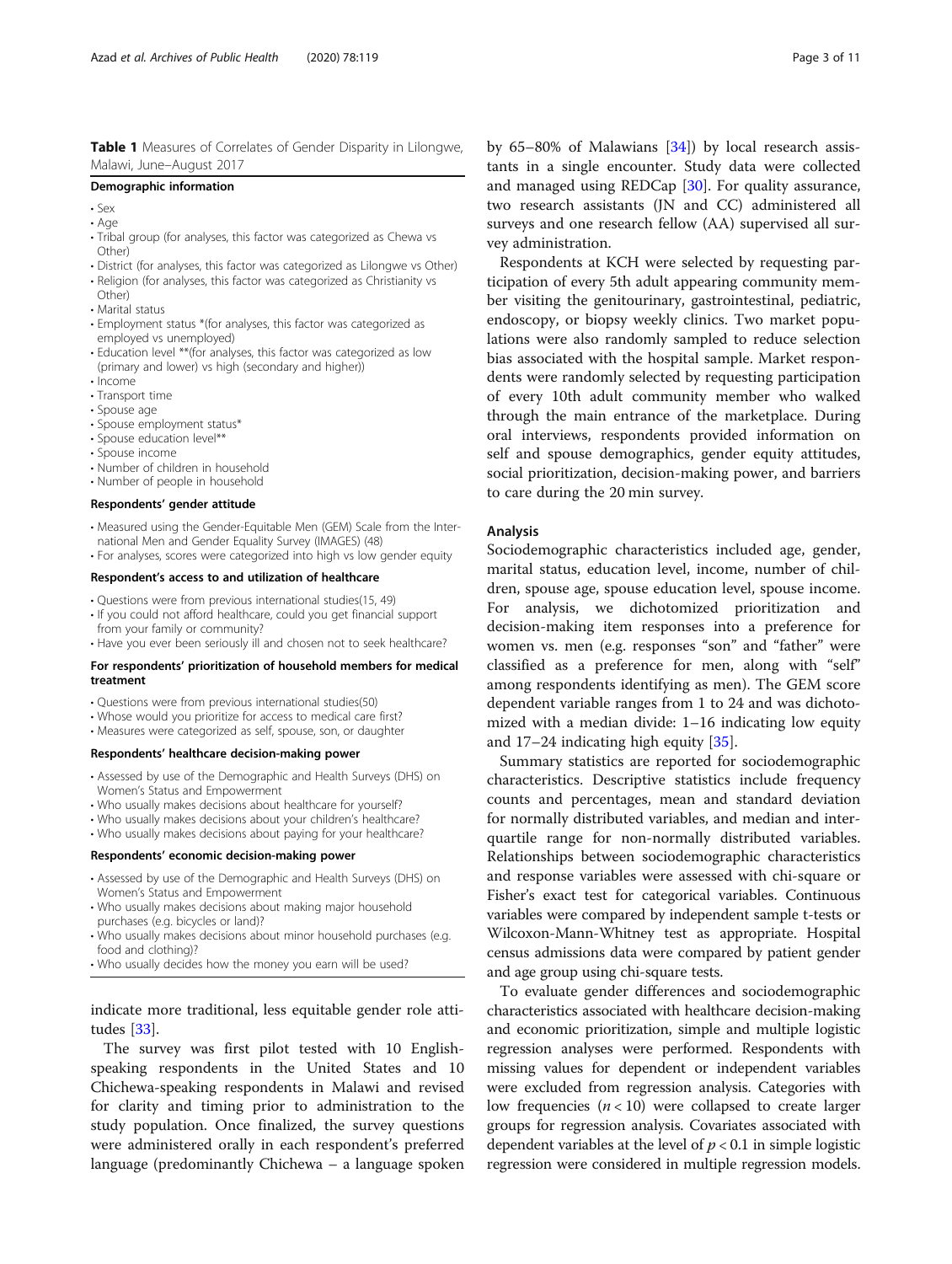**Table 1** Measures of Correlates of Gender Disparity in Lilongwe, Malawi, June–August 2017

**Demographic information**

- Sex
- Age
- Tribal group (for analyses, this factor was categorized as Chewa vs Other)
- District (for analyses, this factor was categorized as Lilongwe vs Other)
- Religion (for analyses, this factor was categorized as Christianity vs Other)
- Marital status
- Employment status *(for analyses, this factor was categorized as employed vs unemployed)
- Education level **(for analyses, this factor was categorized as low (primary and lower) vs high (secondary and higher))
- Income
- Transport time
- Spouse age
- Spouse employment status*
- Spouse education level**
- Spouse income
- Number of children in household
- Number of people in household

**Respondents' gender attitude**

- Measured using the Gender-Equitable Men (GEM) Scale from the International Men and Gender Equality Survey (IMAGES) (48)
- For analyses, scores were categorized into high vs low gender equity

**Respondent's access to and utilization of healthcare**

- Questions were from previous international studies(15, 49)
- If you could not afford healthcare, could you get financial support from your family or community?
- Have you ever been seriously ill and chosen not to seek healthcare?

**For respondents' prioritization of household members for medical treatment**

- Questions were from previous international studies(50)
- Whose would you prioritize for access to medical care first?
- Measures were categorized as self, spouse, son, or daughter

**Respondents' healthcare decision-making power**

- Assessed by use of the Demographic and Health Surveys (DHS) on Women's Status and Empowerment
- Who usually makes decisions about healthcare for yourself?
- Who usually makes decisions about your children's healthcare?
- Who usually makes decisions about paying for your healthcare?

**Respondents' economic decision-making power**

- Assessed by use of the Demographic and Health Surveys (DHS) on Women's Status and Empowerment
- Who usually makes decisions about making major household purchases (e.g. bicycles or land)?
- Who usually makes decisions about minor household purchases (e.g. food and clothing)?
- Who usually decides how the money you earn will be used?

indicate more traditional, less equitable gender role attitudes [33].

The survey was first pilot tested with 10 English-speaking respondents in the United States and 10 Chichewa-speaking respondents in Malawi and revised for clarity and timing prior to administration to the study population. Once finalized, the survey questions were administered orally in each respondent's preferred language (predominantly Chichewa – a language spoken by 65–80% of Malawians [34]) by local research assistants in a single encounter. Study data were collected and managed using REDCap [30]. For quality assurance, two research assistants (JN and CC) administered all surveys and one research fellow (AA) supervised all survey administration.

Respondents at KCH were selected by requesting participation of every 5th adult appearing community member visiting the genitourinary, gastrointestinal, pediatric, endoscopy, or biopsy weekly clinics. Two market populations were also randomly sampled to reduce selection bias associated with the hospital sample. Market respondents were randomly selected by requesting participation of every 10th adult community member who walked through the main entrance of the marketplace. During oral interviews, respondents provided information on self and spouse demographics, gender equity attitudes, social prioritization, decision-making power, and barriers to care during the 20 min survey.

## Analysis

Sociodemographic characteristics included age, gender, marital status, education level, income, number of children, spouse age, spouse education level, spouse income. For analysis, we dichotomized prioritization and decision-making item responses into a preference for women vs. men (e.g. responses "son" and "father" were classified as a preference for men, along with "self" among respondents identifying as men). The GEM score dependent variable ranges from 1 to 24 and was dichotomized with a median divide: 1–16 indicating low equity and 17–24 indicating high equity [35].

Summary statistics are reported for sociodemographic characteristics. Descriptive statistics include frequency counts and percentages, mean and standard deviation for normally distributed variables, and median and interquartile range for non-normally distributed variables. Relationships between sociodemographic characteristics and response variables were assessed with chi-square or Fisher's exact test for categorical variables. Continuous variables were compared by independent sample t-tests or Wilcoxon-Mann-Whitney test as appropriate. Hospital census admissions data were compared by patient gender and age group using chi-square tests.

To evaluate gender differences and sociodemographic characteristics associated with healthcare decision-making and economic prioritization, simple and multiple logistic regression analyses were performed. Respondents with missing values for dependent or independent variables were excluded from regression analysis. Categories with low frequencies ($n < 10$) were collapsed to create larger groups for regression analysis. Covariates associated with dependent variables at the level of $p < 0.1$ in simple logistic regression were considered in multiple regression models.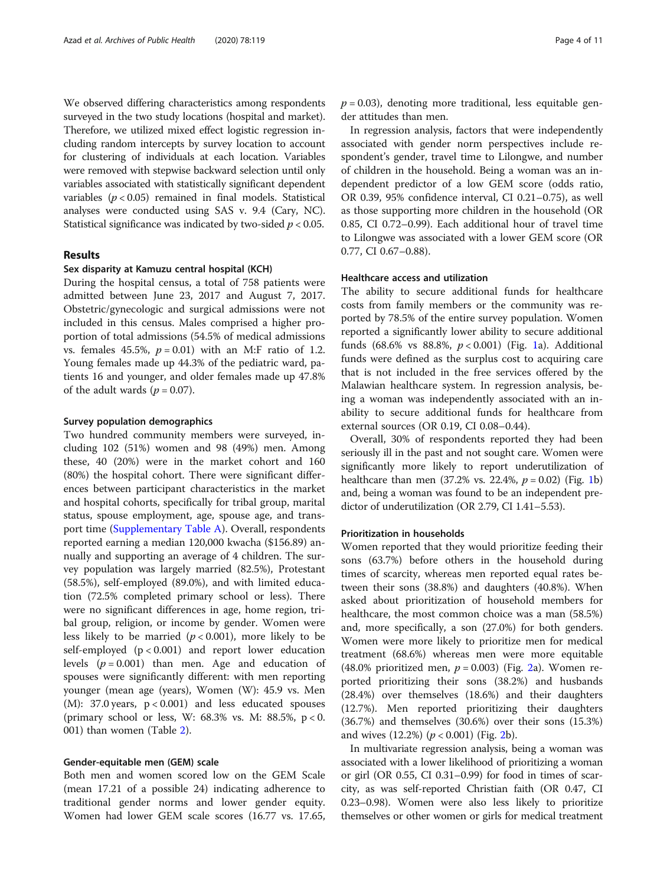We observed differing characteristics among respondents surveyed in the two study locations (hospital and market). Therefore, we utilized mixed effect logistic regression including random intercepts by survey location to account for clustering of individuals at each location. Variables were removed with stepwise backward selection until only variables associated with statistically significant dependent variables ($p < 0.05$) remained in final models. Statistical analyses were conducted using SAS v. 9.4 (Cary, NC). Statistical significance was indicated by two-sided $p < 0.05$.

## Results

### Sex disparity at Kamuzu central hospital (KCH)

During the hospital census, a total of 758 patients were admitted between June 23, 2017 and August 7, 2017. Obstetric/gynecologic and surgical admissions were not included in this census. Males comprised a higher proportion of total admissions (54.5% of medical admissions vs. females 45.5%, $p = 0.01$) with an M:F ratio of 1.2. Young females made up 44.3% of the pediatric ward, patients 16 and younger, and older females made up 47.8% of the adult wards ($p = 0.07$).

### Survey population demographics

Two hundred community members were surveyed, including 102 (51%) women and 98 (49%) men. Among these, 40 (20%) were in the market cohort and 160 (80%) the hospital cohort. There were significant differences between participant characteristics in the market and hospital cohorts, specifically for tribal group, marital status, spouse employment, age, spouse age, and transport time (Supplementary Table A). Overall, respondents reported earning a median 120,000 kwacha ($156.89) annually and supporting an average of 4 children. The survey population was largely married (82.5%), Protestant (58.5%), self-employed (89.0%), and with limited education (72.5% completed primary school or less). There were no significant differences in age, home region, tribal group, religion, or income by gender. Women were less likely to be married ($p < 0.001$), more likely to be self-employed ($p < 0.001$) and report lower education levels ($p = 0.001$) than men. Age and education of spouses were significantly different: with men reporting younger (mean age (years), Women (W): 45.9 vs. Men (M): 37.0 years, $p < 0.001$) and less educated spouses (primary school or less, W: 68.3% vs. M: 88.5%, $p < 0.001$) than women (Table 2).

### Gender-equitable men (GEM) scale

Both men and women scored low on the GEM Scale (mean 17.21 of a possible 24) indicating adherence to traditional gender norms and lower gender equity. Women had lower GEM scale scores (16.77 vs. 17.65, $p = 0.03$), denoting more traditional, less equitable gender attitudes than men.

In regression analysis, factors that were independently associated with gender norm perspectives include respondent's gender, travel time to Lilongwe, and number of children in the household. Being a woman was an independent predictor of a low GEM score (odds ratio, OR 0.39, 95% confidence interval, CI 0.21–0.75), as well as those supporting more children in the household (OR 0.85, CI 0.72–0.99). Each additional hour of travel time to Lilongwe was associated with a lower GEM score (OR 0.77, CI 0.67–0.88).

### Healthcare access and utilization

The ability to secure additional funds for healthcare costs from family members or the community was reported by 78.5% of the entire survey population. Women reported a significantly lower ability to secure additional funds (68.6% vs 88.8%, $p < 0.001$) (Fig. 1a). Additional funds were defined as the surplus cost to acquiring care that is not included in the free services offered by the Malawian healthcare system. In regression analysis, being a woman was independently associated with an inability to secure additional funds for healthcare from external sources (OR 0.19, CI 0.08–0.44).

Overall, 30% of respondents reported they had been seriously ill in the past and not sought care. Women were significantly more likely to report underutilization of healthcare than men (37.2% vs. 22.4%, $p = 0.02$) (Fig. 1b) and, being a woman was found to be an independent predictor of underutilization (OR 2.79, CI 1.41–5.53).

### Prioritization in households

Women reported that they would prioritize feeding their sons (63.7%) before others in the household during times of scarcity, whereas men reported equal rates between their sons (38.8%) and daughters (40.8%). When asked about prioritization of household members for healthcare, the most common choice was a man (58.5%) and, more specifically, a son (27.0%) for both genders. Women were more likely to prioritize men for medical treatment (68.6%) whereas men were more equitable (48.0% prioritized men, $p = 0.003$) (Fig. 2a). Women reported prioritizing their sons (38.2%) and husbands (28.4%) over themselves (18.6%) and their daughters (12.7%). Men reported prioritizing their daughters (36.7%) and themselves (30.6%) over their sons (15.3%) and wives (12.2%) ($p < 0.001$) (Fig. 2b).

In multivariate regression analysis, being a woman was associated with a lower likelihood of prioritizing a woman or girl (OR 0.55, CI 0.31–0.99) for food in times of scarcity, as was self-reported Christian faith (OR 0.47, CI 0.23–0.98). Women were also less likely to prioritize themselves or other women or girls for medical treatment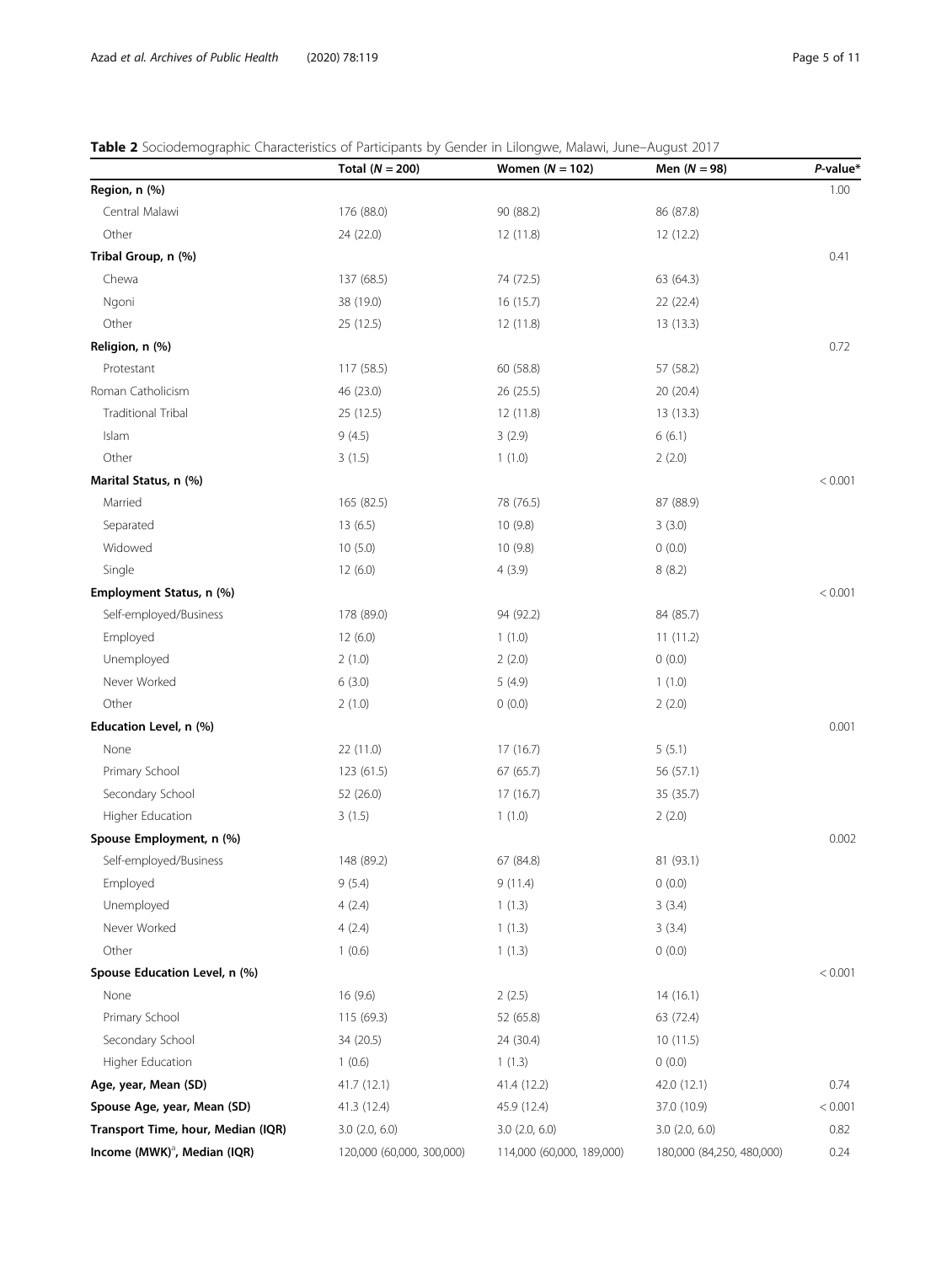**Table 2** Sociodemographic Characteristics of Participants by Gender in Lilongwe, Malawi, June–August 2017

| | Total (*N* = 200) | Women (*N* = 102) | Men (*N* = 98) | *P*-value* |
|---|---|---|---|---|
| **Region, n (%)** | | | | 1.00 |
| Central Malawi | 176 (88.0) | 90 (88.2) | 86 (87.8) | |
| Other | 24 (22.0) | 12 (11.8) | 12 (12.2) | |
| **Tribal Group, n (%)** | | | | 0.41 |
| Chewa | 137 (68.5) | 74 (72.5) | 63 (64.3) | |
| Ngoni | 38 (19.0) | 16 (15.7) | 22 (22.4) | |
| Other | 25 (12.5) | 12 (11.8) | 13 (13.3) | |
| **Religion, n (%)** | | | | 0.72 |
| Protestant | 117 (58.5) | 60 (58.8) | 57 (58.2) | |
| Roman Catholicism | 46 (23.0) | 26 (25.5) | 20 (20.4) | |
| Traditional Tribal | 25 (12.5) | 12 (11.8) | 13 (13.3) | |
| Islam | 9 (4.5) | 3 (2.9) | 6 (6.1) | |
| Other | 3 (1.5) | 1 (1.0) | 2 (2.0) | |
| **Marital Status, n (%)** | | | | < 0.001 |
| Married | 165 (82.5) | 78 (76.5) | 87 (88.9) | |
| Separated | 13 (6.5) | 10 (9.8) | 3 (3.0) | |
| Widowed | 10 (5.0) | 10 (9.8) | 0 (0.0) | |
| Single | 12 (6.0) | 4 (3.9) | 8 (8.2) | |
| **Employment Status, n (%)** | | | | < 0.001 |
| Self-employed/Business | 178 (89.0) | 94 (92.2) | 84 (85.7) | |
| Employed | 12 (6.0) | 1 (1.0) | 11 (11.2) | |
| Unemployed | 2 (1.0) | 2 (2.0) | 0 (0.0) | |
| Never Worked | 6 (3.0) | 5 (4.9) | 1 (1.0) | |
| Other | 2 (1.0) | 0 (0.0) | 2 (2.0) | |
| **Education Level, n (%)** | | | | 0.001 |
| None | 22 (11.0) | 17 (16.7) | 5 (5.1) | |
| Primary School | 123 (61.5) | 67 (65.7) | 56 (57.1) | |
| Secondary School | 52 (26.0) | 17 (16.7) | 35 (35.7) | |
| Higher Education | 3 (1.5) | 1 (1.0) | 2 (2.0) | |
| **Spouse Employment, n (%)** | | | | 0.002 |
| Self-employed/Business | 148 (89.2) | 67 (84.8) | 81 (93.1) | |
| Employed | 9 (5.4) | 9 (11.4) | 0 (0.0) | |
| Unemployed | 4 (2.4) | 1 (1.3) | 3 (3.4) | |
| Never Worked | 4 (2.4) | 1 (1.3) | 3 (3.4) | |
| Other | 1 (0.6) | 1 (1.3) | 0 (0.0) | |
| **Spouse Education Level, n (%)** | | | | < 0.001 |
| None | 16 (9.6) | 2 (2.5) | 14 (16.1) | |
| Primary School | 115 (69.3) | 52 (65.8) | 63 (72.4) | |
| Secondary School | 34 (20.5) | 24 (30.4) | 10 (11.5) | |
| Higher Education | 1 (0.6) | 1 (1.3) | 0 (0.0) | |
| **Age, year, Mean (SD)** | 41.7 (12.1) | 41.4 (12.2) | 42.0 (12.1) | 0.74 |
| **Spouse Age, year, Mean (SD)** | 41.3 (12.4) | 45.9 (12.4) | 37.0 (10.9) | < 0.001 |
| **Transport Time, hour, Median (IQR)** | 3.0 (2.0, 6.0) | 3.0 (2.0, 6.0) | 3.0 (2.0, 6.0) | 0.82 |
| **Income (MWK)[a], Median (IQR)** | 120,000 (60,000, 300,000) | 114,000 (60,000, 189,000) | 180,000 (84,250, 480,000) | 0.24 |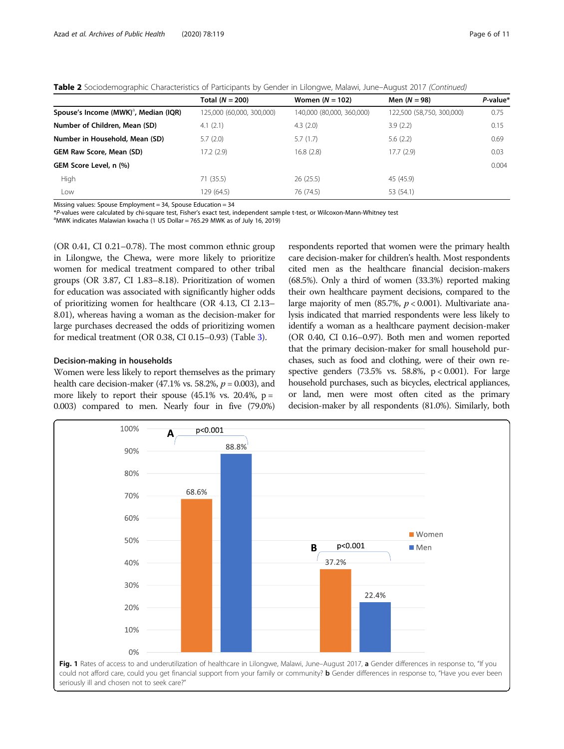**Table 2** Sociodemographic Characteristics of Participants by Gender in Lilongwe, Malawi, June–August 2017 *(Continued)*

| | Total (*N* = 200) | Women (*N* = 102) | Men (*N* = 98) | *P*-value* |
|---|---|---|---|---|
| **Spouse's Income (MWK)[a], Median (IQR)** | 125,000 (60,000, 300,000) | 140,000 (80,000, 360,000) | 122,500 (58,750, 300,000) | 0.75 |
| **Number of Children, Mean (SD)** | 4.1 (2.1) | 4.3 (2.0) | 3.9 (2.2) | 0.15 |
| **Number in Household, Mean (SD)** | 5.7 (2.0) | 5.7 (1.7) | 5.6 (2.2) | 0.69 |
| **GEM Raw Score, Mean (SD)** | 17.2 (2.9) | 16.8 (2.8) | 17.7 (2.9) | 0.03 |
| **GEM Score Level, n (%)** | | | | 0.004 |
| High | 71 (35.5) | 26 (25.5) | 45 (45.9) | |
| Low | 129 (64.5) | 76 (74.5) | 53 (54.1) | |

Missing values: Spouse Employment = 34, Spouse Education = 34

**P*-values were calculated by chi-square test, Fisher's exact test, independent sample t-test, or Wilcoxon-Mann-Whitney test

[a]MWK indicates Malawian kwacha (1 US Dollar = 765.29 MWK as of July 16, 2019)

(OR 0.41, CI 0.21–0.78). The most common ethnic group in Lilongwe, the Chewa, were more likely to prioritize women for medical treatment compared to other tribal groups (OR 3.87, CI 1.83–8.18). Prioritization of women for education was associated with significantly higher odds of prioritizing women for healthcare (OR 4.13, CI 2.13–8.01), whereas having a woman as the decision-maker for large purchases decreased the odds of prioritizing women for medical treatment (OR 0.38, CI 0.15–0.93) (Table 3).

### Decision-making in households

Women were less likely to report themselves as the primary health care decision-maker (47.1% vs. 58.2%, $p = 0.003$), and more likely to report their spouse (45.1% vs. 20.4%, $p = 0.003$) compared to men. Nearly four in five (79.0%) respondents reported that women were the primary health care decision-maker for children's health. Most respondents cited men as the healthcare financial decision-makers (68.5%). Only a third of women (33.3%) reported making their own healthcare payment decisions, compared to the large majority of men (85.7%, $p < 0.001$). Multivariate analysis indicated that married respondents were less likely to identify a woman as a healthcare payment decision-maker (OR 0.40, CI 0.16–0.97). Both men and women reported that the primary decision-maker for small household purchases, such as food and clothing, were of their own respective genders (73.5% vs. 58.8%, $p < 0.001$). For large household purchases, such as bicycles, electrical appliances, or land, men were most often cited as the primary decision-maker by all respondents (81.0%). Similarly, both

**Fig. 1** Rates of access to and underutilization of healthcare in Lilongwe, Malawi, June–August 2017, **a** Gender differences in response to, "If you could not afford care, could you get financial support from your family or community? **b** Gender differences in response to, "Have you ever been seriously ill and chosen not to seek care?"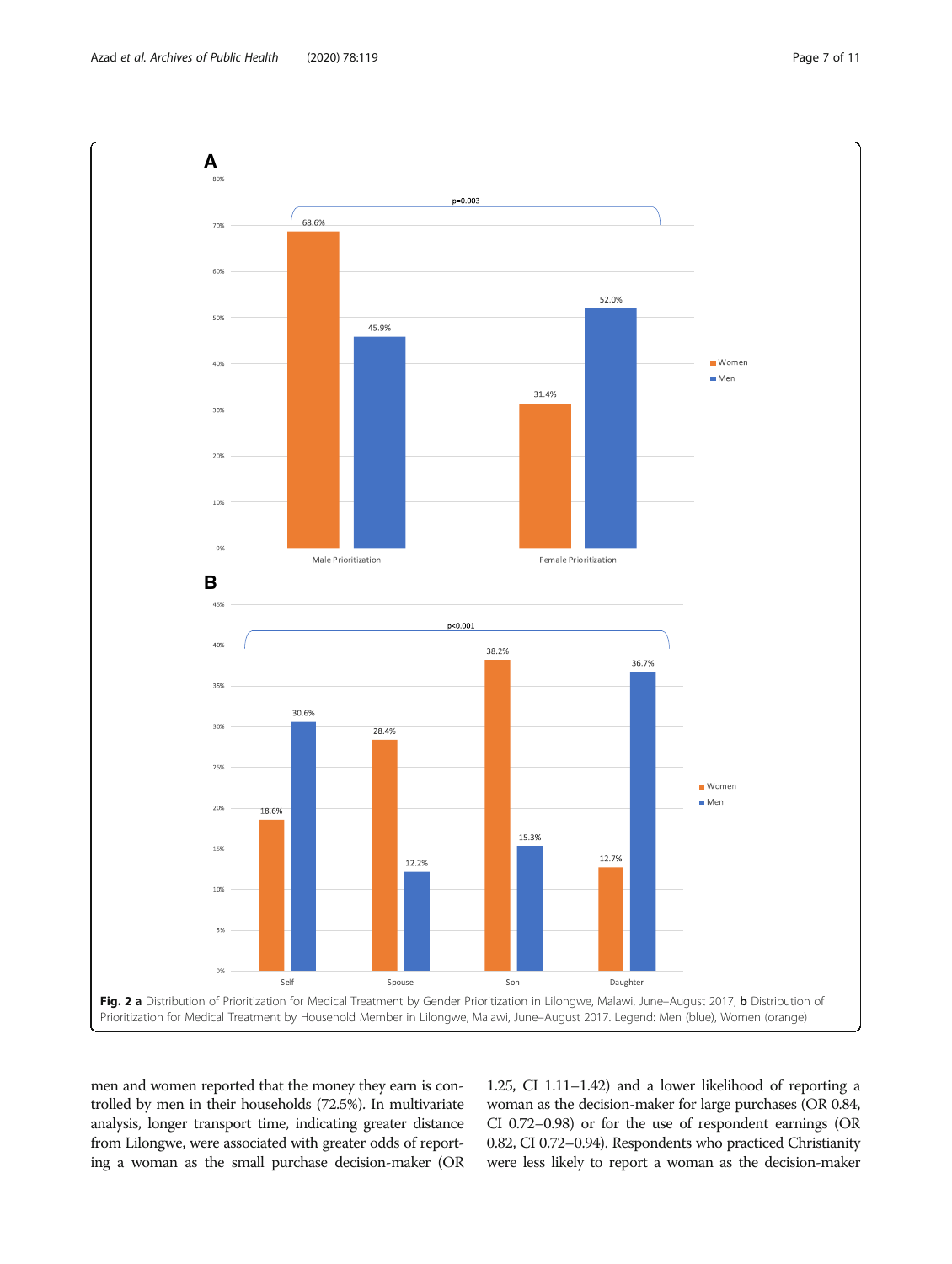**Fig. 2 a** Distribution of Prioritization for Medical Treatment by Gender Prioritization in Lilongwe, Malawi, June–August 2017, **b** Distribution of Prioritization for Medical Treatment by Household Member in Lilongwe, Malawi, June–August 2017. Legend: Men (blue), Women (orange)

men and women reported that the money they earn is controlled by men in their households (72.5%). In multivariate analysis, longer transport time, indicating greater distance from Lilongwe, were associated with greater odds of reporting a woman as the small purchase decision-maker (OR 1.25, CI 1.11–1.42) and a lower likelihood of reporting a woman as the decision-maker for large purchases (OR 0.84, CI 0.72–0.98) or for the use of respondent earnings (OR 0.82, CI 0.72–0.94). Respondents who practiced Christianity were less likely to report a woman as the decision-maker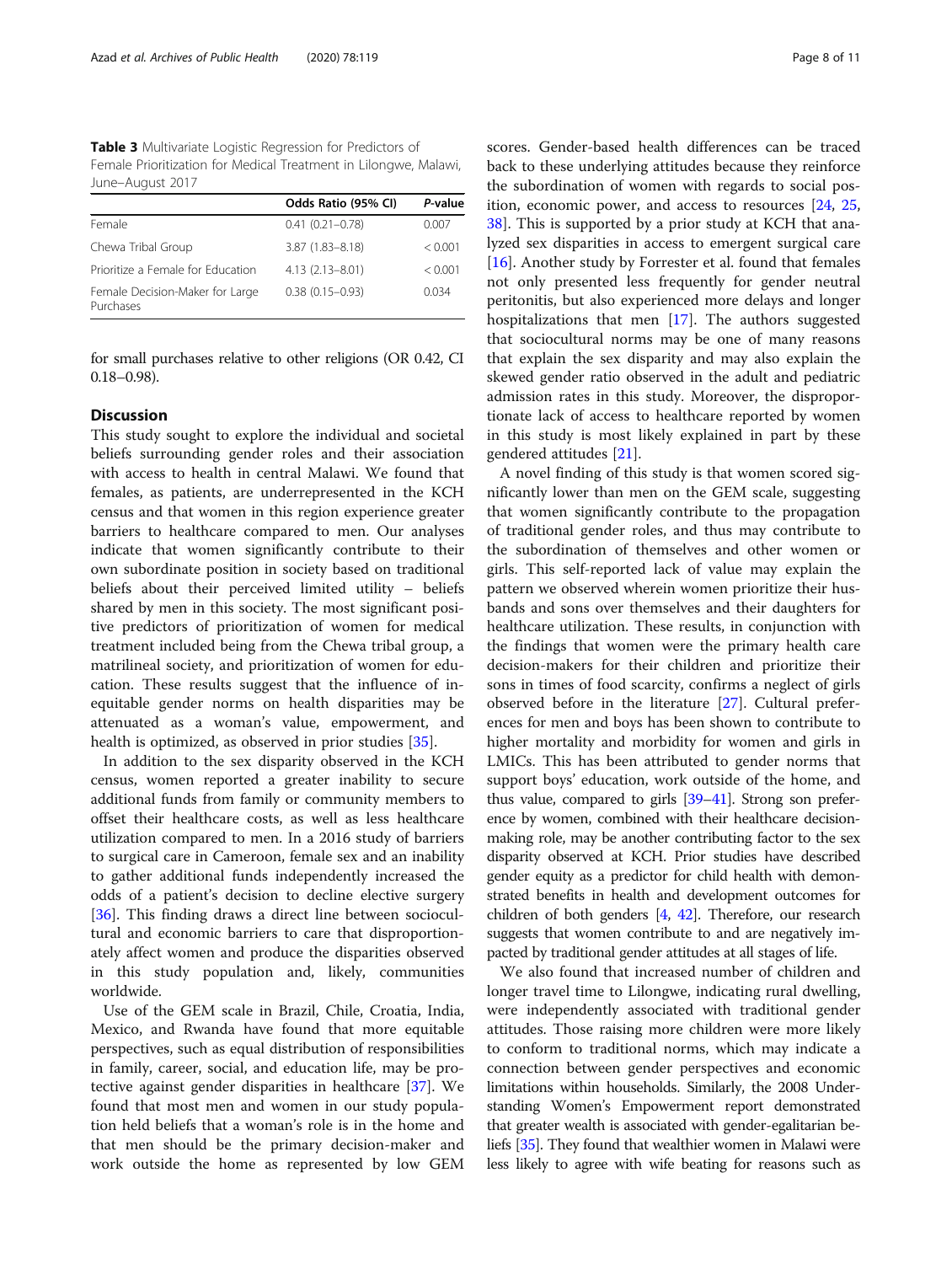**Table 3** Multivariate Logistic Regression for Predictors of Female Prioritization for Medical Treatment in Lilongwe, Malawi, June–August 2017

| | Odds Ratio (95% CI) | *P*-value |
|---|---|---|
| Female | 0.41 (0.21–0.78) | 0.007 |
| Chewa Tribal Group | 3.87 (1.83–8.18) | < 0.001 |
| Prioritize a Female for Education | 4.13 (2.13–8.01) | < 0.001 |
| Female Decision-Maker for Large Purchases | 0.38 (0.15–0.93) | 0.034 |

for small purchases relative to other religions (OR 0.42, CI 0.18–0.98).

## Discussion

This study sought to explore the individual and societal beliefs surrounding gender roles and their association with access to health in central Malawi. We found that females, as patients, are underrepresented in the KCH census and that women in this region experience greater barriers to healthcare compared to men. Our analyses indicate that women significantly contribute to their own subordinate position in society based on traditional beliefs about their perceived limited utility – beliefs shared by men in this society. The most significant positive predictors of prioritization of women for medical treatment included being from the Chewa tribal group, a matrilineal society, and prioritization of women for education. These results suggest that the influence of inequitable gender norms on health disparities may be attenuated as a woman's value, empowerment, and health is optimized, as observed in prior studies [35].

In addition to the sex disparity observed in the KCH census, women reported a greater inability to secure additional funds from family or community members to offset their healthcare costs, as well as less healthcare utilization compared to men. In a 2016 study of barriers to surgical care in Cameroon, female sex and an inability to gather additional funds independently increased the odds of a patient's decision to decline elective surgery [36]. This finding draws a direct line between sociocultural and economic barriers to care that disproportionately affect women and produce the disparities observed in this study population and, likely, communities worldwide.

Use of the GEM scale in Brazil, Chile, Croatia, India, Mexico, and Rwanda have found that more equitable perspectives, such as equal distribution of responsibilities in family, career, social, and education life, may be protective against gender disparities in healthcare [37]. We found that most men and women in our study population held beliefs that a woman's role is in the home and that men should be the primary decision-maker and work outside the home as represented by low GEM scores. Gender-based health differences can be traced back to these underlying attitudes because they reinforce the subordination of women with regards to social position, economic power, and access to resources [24, 25, 38]. This is supported by a prior study at KCH that analyzed sex disparities in access to emergent surgical care [16]. Another study by Forrester et al. found that females not only presented less frequently for gender neutral peritonitis, but also experienced more delays and longer hospitalizations that men [17]. The authors suggested that sociocultural norms may be one of many reasons that explain the sex disparity and may also explain the skewed gender ratio observed in the adult and pediatric admission rates in this study. Moreover, the disproportionate lack of access to healthcare reported by women in this study is most likely explained in part by these gendered attitudes [21].

A novel finding of this study is that women scored significantly lower than men on the GEM scale, suggesting that women significantly contribute to the propagation of traditional gender roles, and thus may contribute to the subordination of themselves and other women or girls. This self-reported lack of value may explain the pattern we observed wherein women prioritize their husbands and sons over themselves and their daughters for healthcare utilization. These results, in conjunction with the findings that women were the primary health care decision-makers for their children and prioritize their sons in times of food scarcity, confirms a neglect of girls observed before in the literature [27]. Cultural preferences for men and boys has been shown to contribute to higher mortality and morbidity for women and girls in LMICs. This has been attributed to gender norms that support boys' education, work outside of the home, and thus value, compared to girls [39–41]. Strong son preference by women, combined with their healthcare decision-making role, may be another contributing factor to the sex disparity observed at KCH. Prior studies have described gender equity as a predictor for child health with demonstrated benefits in health and development outcomes for children of both genders [4, 42]. Therefore, our research suggests that women contribute to and are negatively impacted by traditional gender attitudes at all stages of life.

We also found that increased number of children and longer travel time to Lilongwe, indicating rural dwelling, were independently associated with traditional gender attitudes. Those raising more children were more likely to conform to traditional norms, which may indicate a connection between gender perspectives and economic limitations within households. Similarly, the 2008 Understanding Women's Empowerment report demonstrated that greater wealth is associated with gender-egalitarian beliefs [35]. They found that wealthier women in Malawi were less likely to agree with wife beating for reasons such as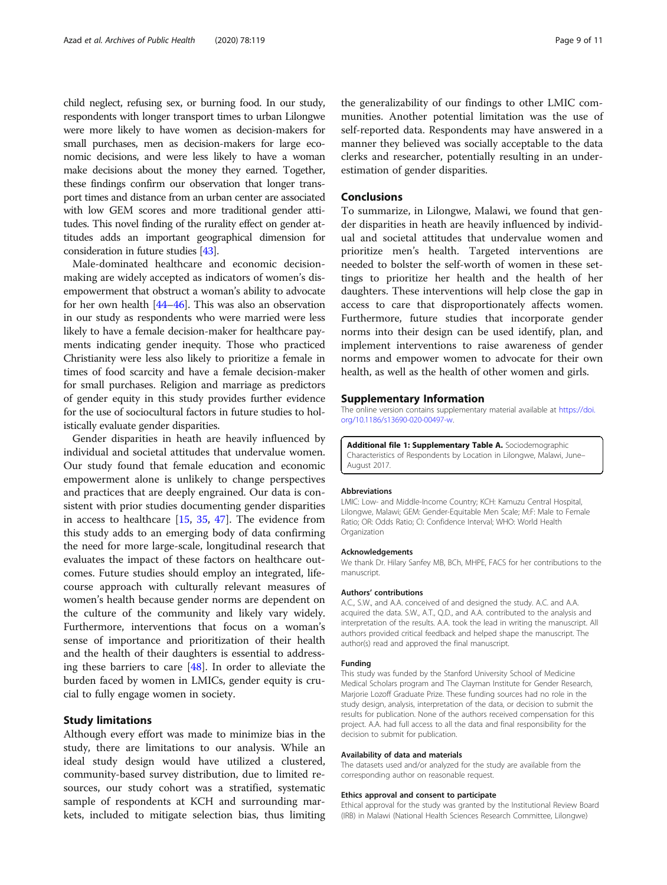child neglect, refusing sex, or burning food. In our study, respondents with longer transport times to urban Lilongwe were more likely to have women as decision-makers for small purchases, men as decision-makers for large economic decisions, and were less likely to have a woman make decisions about the money they earned. Together, these findings confirm our observation that longer transport times and distance from an urban center are associated with low GEM scores and more traditional gender attitudes. This novel finding of the rurality effect on gender attitudes adds an important geographical dimension for consideration in future studies [43].

Male-dominated healthcare and economic decision-making are widely accepted as indicators of women's disempowerment that obstruct a woman's ability to advocate for her own health [44–46]. This was also an observation in our study as respondents who were married were less likely to have a female decision-maker for healthcare payments indicating gender inequity. Those who practiced Christianity were less also likely to prioritize a female in times of food scarcity and have a female decision-maker for small purchases. Religion and marriage as predictors of gender equity in this study provides further evidence for the use of sociocultural factors in future studies to holistically evaluate gender disparities.

Gender disparities in heath are heavily influenced by individual and societal attitudes that undervalue women. Our study found that female education and economic empowerment alone is unlikely to change perspectives and practices that are deeply engrained. Our data is consistent with prior studies documenting gender disparities in access to healthcare [15, 35, 47]. The evidence from this study adds to an emerging body of data confirming the need for more large-scale, longitudinal research that evaluates the impact of these factors on healthcare outcomes. Future studies should employ an integrated, life-course approach with culturally relevant measures of women's health because gender norms are dependent on the culture of the community and likely vary widely. Furthermore, interventions that focus on a woman's sense of importance and prioritization of their health and the health of their daughters is essential to addressing these barriers to care [48]. In order to alleviate the burden faced by women in LMICs, gender equity is crucial to fully engage women in society.

## Study limitations

Although every effort was made to minimize bias in the study, there are limitations to our analysis. While an ideal study design would have utilized a clustered, community-based survey distribution, due to limited resources, our study cohort was a stratified, systematic sample of respondents at KCH and surrounding markets, included to mitigate selection bias, thus limiting the generalizability of our findings to other LMIC communities. Another potential limitation was the use of self-reported data. Respondents may have answered in a manner they believed was socially acceptable to the data clerks and researcher, potentially resulting in an underestimation of gender disparities.

## Conclusions

To summarize, in Lilongwe, Malawi, we found that gender disparities in heath are heavily influenced by individual and societal attitudes that undervalue women and prioritize men's health. Targeted interventions are needed to bolster the self-worth of women in these settings to prioritize her health and the health of her daughters. These interventions will help close the gap in access to care that disproportionately affects women. Furthermore, future studies that incorporate gender norms into their design can be used identify, plan, and implement interventions to raise awareness of gender norms and empower women to advocate for their own health, as well as the health of other women and girls.

## Supplementary Information

The online version contains supplementary material available at https://doi.org/10.1186/s13690-020-00497-w.

**Additional file 1: Supplementary Table A.** Sociodemographic Characteristics of Respondents by Location in Lilongwe, Malawi, June–August 2017.

### Abbreviations

LMIC: Low- and Middle-Income Country; KCH: Kamuzu Central Hospital, Lilongwe, Malawi; GEM: Gender-Equitable Men Scale; M:F: Male to Female Ratio; OR: Odds Ratio; CI: Confidence Interval; WHO: World Health Organization

### Acknowledgements

We thank Dr. Hilary Sanfey MB, BCh, MHPE, FACS for her contributions to the manuscript.

### Authors' contributions

A.C., S.W., and A.A. conceived of and designed the study. A.C. and A.A. acquired the data. S.W., A.T., Q.D., and A.A. contributed to the analysis and interpretation of the results. A.A. took the lead in writing the manuscript. All authors provided critical feedback and helped shape the manuscript. The author(s) read and approved the final manuscript.

### Funding

This study was funded by the Stanford University School of Medicine Medical Scholars program and The Clayman Institute for Gender Research, Marjorie Lozoff Graduate Prize. These funding sources had no role in the study design, analysis, interpretation of the data, or decision to submit the results for publication. None of the authors received compensation for this project. A.A. had full access to all the data and final responsibility for the decision to submit for publication.

### Availability of data and materials

The datasets used and/or analyzed for the study are available from the corresponding author on reasonable request.

### Ethics approval and consent to participate

Ethical approval for the study was granted by the Institutional Review Board (IRB) in Malawi (National Health Sciences Research Committee, Lilongwe)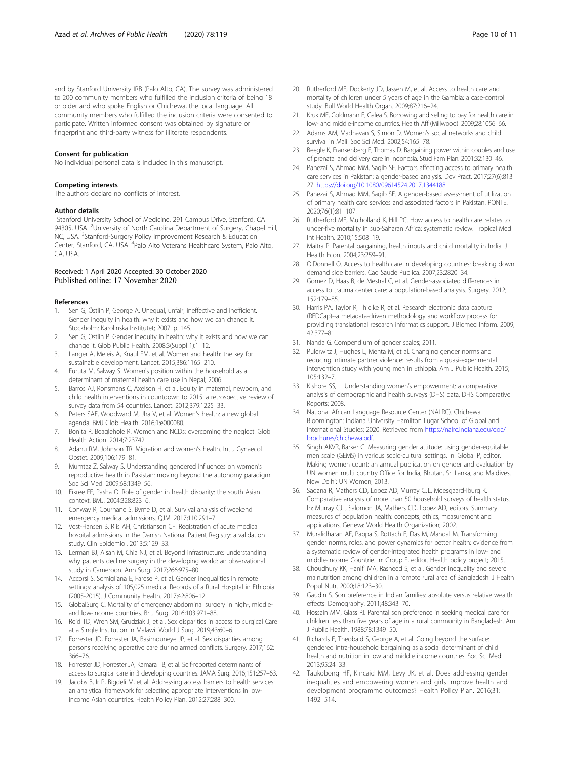and by Stanford University IRB (Palo Alto, CA). The survey was administered to 200 community members who fulfilled the inclusion criteria of being 18 or older and who spoke English or Chichewa, the local language. All community members who fulfilled the inclusion criteria were consented to participate. Written informed consent was obtained by signature or fingerprint and third-party witness for illiterate respondents.

#### Consent for publication

No individual personal data is included in this manuscript.

#### Competing interests

The authors declare no conflicts of interest.

#### Author details

[1]Stanford University School of Medicine, 291 Campus Drive, Stanford, CA 94305, USA. [2]University of North Carolina Department of Surgery, Chapel Hill, NC, USA. [3]Stanford-Surgery Policy Improvement Research & Education Center, Stanford, CA, USA. [4]Palo Alto Veterans Healthcare System, Palo Alto, CA, USA.

Received: 1 April 2020 Accepted: 30 October 2020
Published online: 17 November 2020

#### References

1. Sen G, Östlin P, George A. Unequal, unfair, ineffective and inefficient. Gender inequity in health: why it exists and how we can change it. Stockholm: Karolinska Institutet; 2007. p. 145.
2. Sen G, Ostlin P. Gender inequity in health: why it exists and how we can change it. Glob Public Health. 2008;3(Suppl 1):1–12.
3. Langer A, Meleis A, Knaul FM, et al. Women and health: the key for sustainable development. Lancet. 2015;386:1165–210.
4. Furuta M, Salway S. Women's position within the household as a determinant of maternal health care use in Nepal; 2006.
5. Barros AJ, Ronsmans C, Axelson H, et al. Equity in maternal, newborn, and child health interventions in countdown to 2015: a retrospective review of survey data from 54 countries. Lancet. 2012;379:1225–33.
6. Peters SAE, Woodward M, Jha V, et al. Women's health: a new global agenda. BMJ Glob Health. 2016;1:e000080.
7. Bonita R, Beaglehole R. Women and NCDs: overcoming the neglect. Glob Health Action. 2014;7:23742.
8. Adanu RM, Johnson TR. Migration and women's health. Int J Gynaecol Obstet. 2009;106:179–81.
9. Mumtaz Z, Salway S. Understanding gendered influences on women's reproductive health in Pakistan: moving beyond the autonomy paradigm. Soc Sci Med. 2009;68:1349–56.
10. Fikree FF, Pasha O. Role of gender in health disparity: the south Asian context. BMJ. 2004;328:823–6.
11. Conway R, Cournane S, Byrne D, et al. Survival analysis of weekend emergency medical admissions. QJM. 2017;110:291–7.
12. Vest-Hansen B, Riis AH, Christiansen CF. Registration of acute medical hospital admissions in the Danish National Patient Registry: a validation study. Clin Epidemiol. 2013;5:129–33.
13. Lerman BJ, Alsan M, Chia NJ, et al. Beyond infrastructure: understanding why patients decline surgery in the developing world: an observational study in Cameroon. Ann Surg. 2017;266:975–80.
14. Accorsi S, Somigliana E, Farese P, et al. Gender inequalities in remote settings: analysis of 105,025 medical Records of a Rural Hospital in Ethiopia (2005-2015). J Community Health. 2017;42:806–12.
15. GlobalSurg C. Mortality of emergency abdominal surgery in high-, middle- and low-income countries. Br J Surg. 2016;103:971–88.
16. Reid TD, Wren SM, Grudziak J, et al. Sex disparities in access to surgical Care at a Single Institution in Malawi. World J Surg. 2019;43:60–6.
17. Forrester JD, Forrester JA, Basimouneye JP, et al. Sex disparities among persons receiving operative care during armed conflicts. Surgery. 2017;162: 366–76.
18. Forrester JD, Forrester JA, Kamara TB, et al. Self-reported determinants of access to surgical care in 3 developing countries. JAMA Surg. 2016;151:257–63.
19. Jacobs B, Ir P, Bigdeli M, et al. Addressing access barriers to health services: an analytical framework for selecting appropriate interventions in low-income Asian countries. Health Policy Plan. 2012;27:288–300.
20. Rutherford ME, Dockerty JD, Jasseh M, et al. Access to health care and mortality of children under 5 years of age in the Gambia: a case-control study. Bull World Health Organ. 2009;87:216–24.
21. Kruk ME, Goldmann E, Galea S. Borrowing and selling to pay for health care in low- and middle-income countries. Health Aff (Millwood). 2009;28:1056–66.
22. Adams AM, Madhavan S, Simon D. Women's social networks and child survival in Mali. Soc Sci Med. 2002;54:165–78.
23. Beegle K, Frankenberg E, Thomas D. Bargaining power within couples and use of prenatal and delivery care in Indonesia. Stud Fam Plan. 2001;32:130–46.
24. Panezai S, Ahmad MM, Saqib SE. Factors affecting access to primary health care services in Pakistan: a gender-based analysis. Dev Pract. 2017;27(6):813–27. https://doi.org/10.1080/09614524.2017.1344188.
25. Panezai S, Ahmad MM, Saqib SE. A gender-based assessment of utilization of primary health care services and associated factors in Pakistan. PONTE. 2020;76(1):81–107.
26. Rutherford ME, Mulholland K, Hill PC. How access to health care relates to under-five mortality in sub-Saharan Africa: systematic review. Tropical Med Int Health. 2010;15:508–19.
27. Maitra P. Parental bargaining, health inputs and child mortality in India. J Health Econ. 2004;23:259–91.
28. O'Donnell O. Access to health care in developing countries: breaking down demand side barriers. Cad Saude Publica. 2007;23:2820–34.
29. Gomez D, Haas B, de Mestral C, et al. Gender-associated differences in access to trauma center care: a population-based analysis. Surgery. 2012; 152:179–85.
30. Harris PA, Taylor R, Thielke R, et al. Research electronic data capture (REDCap)--a metadata-driven methodology and workflow process for providing translational research informatics support. J Biomed Inform. 2009; 42:377–81.
31. Nanda G. Compendium of gender scales; 2011.
32. Pulerwitz J, Hughes L, Mehta M, et al. Changing gender norms and reducing intimate partner violence: results from a quasi-experimental intervention study with young men in Ethiopia. Am J Public Health. 2015; 105:132–7.
33. Kishore SS, L. Understanding women's empowerment: a comparative analysis of demographic and health surveys (DHS) data, DHS Comparative Reports; 2008.
34. National African Language Resource Center (NALRC). Chichewa. Bloomington: Indiana University Hamilton Lugar School of Global and International Studies; 2020. Retrieved from https://nalrc.indiana.edu/doc/brochures/chichewa.pdf.
35. Singh AKVR, Barker G. Measuring gender attitude: using gender-equitable men scale (GEMS) in various socio-cultural settings. In: Global P, editor. Making women count: an annual publication on gender and evaluation by UN women multi country Office for India, Bhutan, Sri Lanka, and Maldives. New Delhi: UN Women; 2013.
36. Sadana R, Mathers CD, Lopez AD, Murray CJL, Moesgaard-Iburg K. Comparative analysis of more than 50 household surveys of health status. In: Murray CJL, Salomon JA, Mathers CD, Lopez AD, editors. Summary measures of population health: concepts, ethics, measurement and applications. Geneva: World Health Organization; 2002.
37. Muralidharan AF, Pappa S, Rottach E, Das M, Mandal M. Transforming gender norms, roles, and power dynamics for better health: evidence from a systematic review of gender-integrated health programs in low- and middle-income Countrie. In: Group F, editor. Health policy project; 2015.
38. Choudhury KK, Hanifi MA, Rasheed S, et al. Gender inequality and severe malnutrition among children in a remote rural area of Bangladesh. J Health Popul Nutr. 2000;18:123–30.
39. Gaudin S. Son preference in Indian families: absolute versus relative wealth effects. Demography. 2011;48:343–70.
40. Hossain MM, Glass RI. Parental son preference in seeking medical care for children less than five years of age in a rural community in Bangladesh. Am J Public Health. 1988;78:1349–50.
41. Richards E, Theobald S, George A, et al. Going beyond the surface: gendered intra-household bargaining as a social determinant of child health and nutrition in low and middle income countries. Soc Sci Med. 2013;95:24–33.
42. Taukobong HF, Kincaid MM, Levy JK, et al. Does addressing gender inequalities and empowering women and girls improve health and development programme outcomes? Health Policy Plan. 2016;31: 1492–514.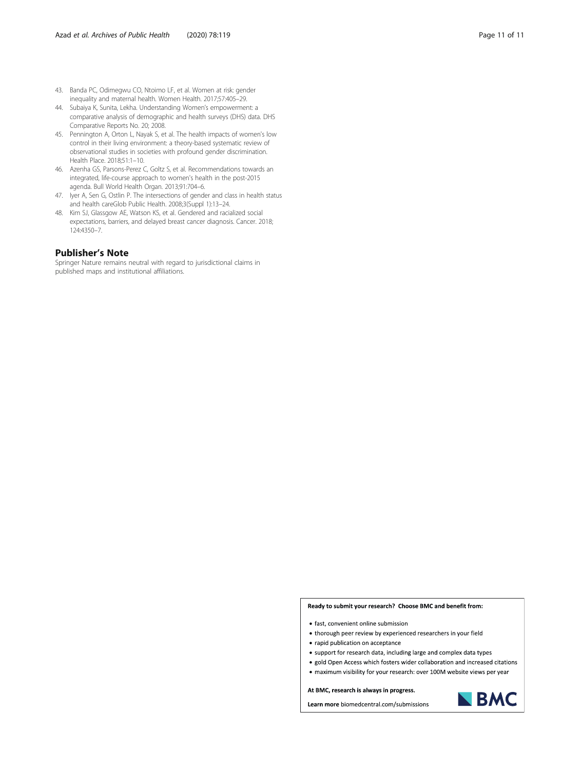43. Banda PC, Odimegwu CO, Ntoimo LF, et al. Women at risk: gender inequality and maternal health. Women Health. 2017;57:405–29.
44. Subaiya K, Sunita, Lekha. Understanding Women's empowerment: a comparative analysis of demographic and health surveys (DHS) data. DHS Comparative Reports No. 20; 2008.
45. Pennington A, Orton L, Nayak S, et al. The health impacts of women's low control in their living environment: a theory-based systematic review of observational studies in societies with profound gender discrimination. Health Place. 2018;51:1–10.
46. Azenha GS, Parsons-Perez C, Goltz S, et al. Recommendations towards an integrated, life-course approach to women's health in the post-2015 agenda. Bull World Health Organ. 2013;91:704–6.
47. Iyer A, Sen G, Ostlin P. The intersections of gender and class in health status and health careGlob Public Health. 2008;3(Suppl 1):13–24.
48. Kim SJ, Glassgow AE, Watson KS, et al. Gendered and racialized social expectations, barriers, and delayed breast cancer diagnosis. Cancer. 2018; 124:4350–7.

## Publisher's Note

Springer Nature remains neutral with regard to jurisdictional claims in published maps and institutional affiliations.

**Ready to submit your research? Choose BMC and benefit from:**

- fast, convenient online submission
- thorough peer review by experienced researchers in your field
- rapid publication on acceptance
- support for research data, including large and complex data types
- gold Open Access which fosters wider collaboration and increased citations
- maximum visibility for your research: over 100M website views per year

**At BMC, research is always in progress.**

**Learn more** biomedcentral.com/submissions